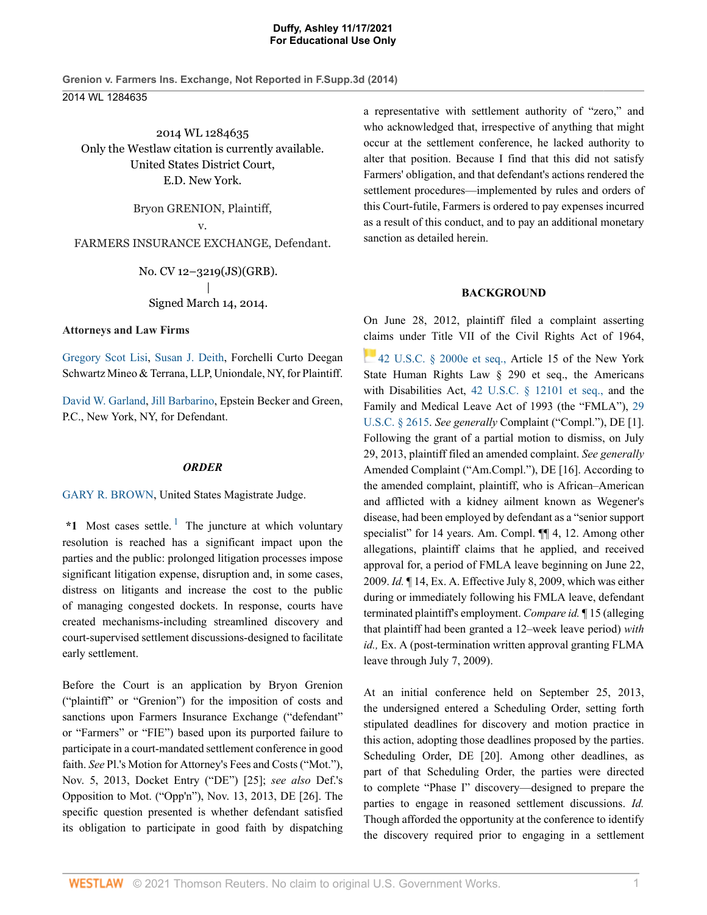2014 WL 1284635
Only the Westlaw citation is currently available.
United States District Court,
E.D. New York.

Bryon GRENION, Plaintiff,
v.
FARMERS INSURANCE EXCHANGE, Defendant.

No. CV 12–3219(JS)(GRB).
|
Signed March 14, 2014.

**Attorneys and Law Firms**

Gregory Scot Lisi, Susan J. Deith, Forchelli Curto Deegan Schwartz Mineo & Terrana, LLP, Uniondale, NY, for Plaintiff.

David W. Garland, Jill Barbarino, Epstein Becker and Green, P.C., New York, NY, for Defendant.

### *ORDER*

GARY R. BROWN, United States Magistrate Judge.

**\*1** Most cases settle.[1] The juncture at which voluntary resolution is reached has a significant impact upon the parties and the public: prolonged litigation processes impose significant litigation expense, disruption and, in some cases, distress on litigants and increase the cost to the public of managing congested dockets. In response, courts have created mechanisms-including streamlined discovery and court-supervised settlement discussions-designed to facilitate early settlement.

Before the Court is an application by Bryon Grenion ("plaintiff" or "Grenion") for the imposition of costs and sanctions upon Farmers Insurance Exchange ("defendant" or "Farmers" or "FIE") based upon its purported failure to participate in a court-mandated settlement conference in good faith. *See* Pl.'s Motion for Attorney's Fees and Costs ("Mot."), Nov. 5, 2013, Docket Entry ("DE") [25]; *see also* Def.'s Opposition to Mot. ("Opp'n"), Nov. 13, 2013, DE [26]. The specific question presented is whether defendant satisfied its obligation to participate in good faith by dispatching a representative with settlement authority of "zero," and who acknowledged that, irrespective of anything that might occur at the settlement conference, he lacked authority to alter that position. Because I find that this did not satisfy Farmers' obligation, and that defendant's actions rendered the settlement procedures—implemented by rules and orders of this Court-futile, Farmers is ordered to pay expenses incurred as a result of this conduct, and to pay an additional monetary sanction as detailed herein.

### BACKGROUND

On June 28, 2012, plaintiff filed a complaint asserting claims under Title VII of the Civil Rights Act of 1964, 42 U.S.C. § 2000e et seq., Article 15 of the New York State Human Rights Law § 290 et seq., the Americans with Disabilities Act, 42 U.S.C. § 12101 et seq., and the Family and Medical Leave Act of 1993 (the "FMLA"), 29 U.S.C. § 2615. *See generally* Complaint ("Compl."), DE [1]. Following the grant of a partial motion to dismiss, on July 29, 2013, plaintiff filed an amended complaint. *See generally* Amended Complaint ("Am.Compl."), DE [16]. According to the amended complaint, plaintiff, who is African–American and afflicted with a kidney ailment known as Wegener's disease, had been employed by defendant as a "senior support specialist" for 14 years. Am. Compl. ¶¶ 4, 12. Among other allegations, plaintiff claims that he applied, and received approval for, a period of FMLA leave beginning on June 22, 2009. *Id.* ¶ 14, Ex. A. Effective July 8, 2009, which was either during or immediately following his FMLA leave, defendant terminated plaintiff's employment. *Compare id.* ¶ 15 (alleging that plaintiff had been granted a 12–week leave period) *with id.,* Ex. A (post-termination written approval granting FLMA leave through July 7, 2009).

At an initial conference held on September 25, 2013, the undersigned entered a Scheduling Order, setting forth stipulated deadlines for discovery and motion practice in this action, adopting those deadlines proposed by the parties. Scheduling Order, DE [20]. Among other deadlines, as part of that Scheduling Order, the parties were directed to complete "Phase I" discovery—designed to prepare the parties to engage in reasoned settlement discussions. *Id.* Though afforded the opportunity at the conference to identify the discovery required prior to engaging in a settlement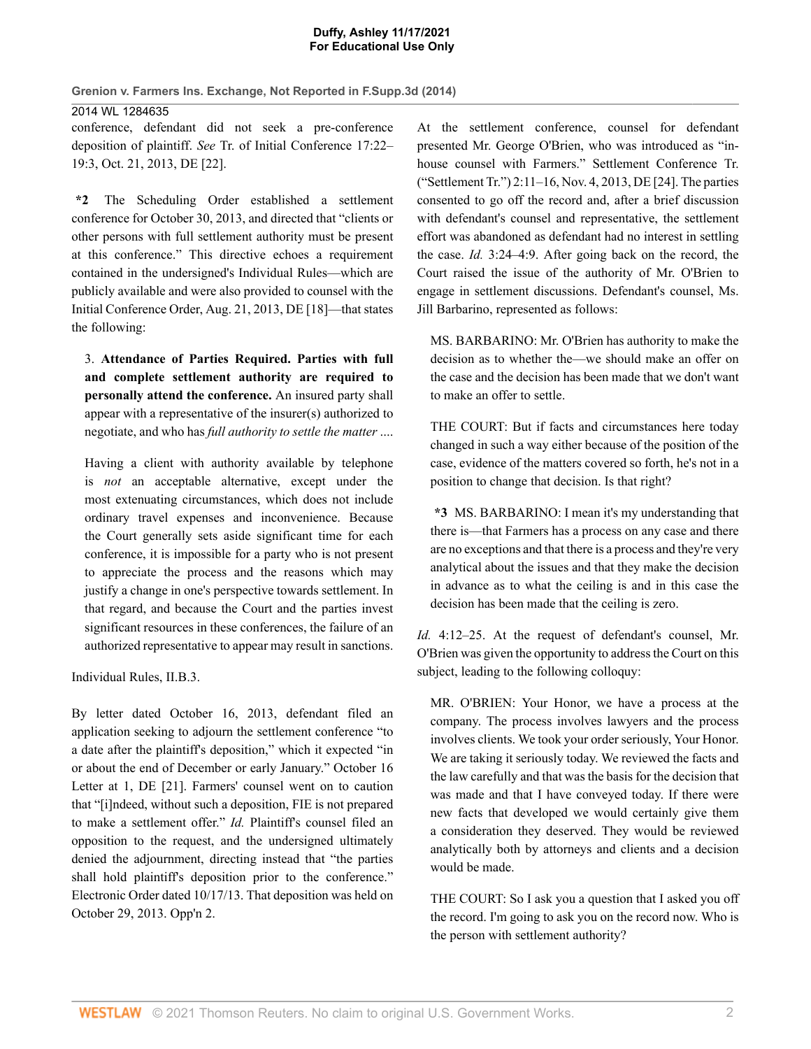conference, defendant did not seek a pre-conference deposition of plaintiff. *See* Tr. of Initial Conference 17:22–19:3, Oct. 21, 2013, DE [22].

**\*2** The Scheduling Order established a settlement conference for October 30, 2013, and directed that "clients or other persons with full settlement authority must be present at this conference." This directive echoes a requirement contained in the undersigned's Individual Rules—which are publicly available and were also provided to counsel with the Initial Conference Order, Aug. 21, 2013, DE [18]—that states the following:

> 3. **Attendance of Parties Required. Parties with full and complete settlement authority are required to personally attend the conference.** An insured party shall appear with a representative of the insurer(s) authorized to negotiate, and who has *full authority to settle the matter ....*
>
> Having a client with authority available by telephone is *not* an acceptable alternative, except under the most extenuating circumstances, which does not include ordinary travel expenses and inconvenience. Because the Court generally sets aside significant time for each conference, it is impossible for a party who is not present to appreciate the process and the reasons which may justify a change in one's perspective towards settlement. In that regard, and because the Court and the parties invest significant resources in these conferences, the failure of an authorized representative to appear may result in sanctions.

Individual Rules, II.B.3.

By letter dated October 16, 2013, defendant filed an application seeking to adjourn the settlement conference "to a date after the plaintiff's deposition," which it expected "in or about the end of December or early January." October 16 Letter at 1, DE [21]. Farmers' counsel went on to caution that "[i]ndeed, without such a deposition, FIE is not prepared to make a settlement offer." *Id.* Plaintiff's counsel filed an opposition to the request, and the undersigned ultimately denied the adjournment, directing instead that "the parties shall hold plaintiff's deposition prior to the conference." Electronic Order dated 10/17/13. That deposition was held on October 29, 2013. Opp'n 2.

At the settlement conference, counsel for defendant presented Mr. George O'Brien, who was introduced as "in-house counsel with Farmers." Settlement Conference Tr. ("Settlement Tr.") 2:11–16, Nov. 4, 2013, DE [24]. The parties consented to go off the record and, after a brief discussion with defendant's counsel and representative, the settlement effort was abandoned as defendant had no interest in settling the case. *Id.* 3:24–4:9. After going back on the record, the Court raised the issue of the authority of Mr. O'Brien to engage in settlement discussions. Defendant's counsel, Ms. Jill Barbarino, represented as follows:

> MS. BARBARINO: Mr. O'Brien has authority to make the decision as to whether the—we should make an offer on the case and the decision has been made that we don't want to make an offer to settle.
>
> THE COURT: But if facts and circumstances here today changed in such a way either because of the position of the case, evidence of the matters covered so forth, he's not in a position to change that decision. Is that right?
>
> **\*3** MS. BARBARINO: I mean it's my understanding that there is—that Farmers has a process on any case and there are no exceptions and that there is a process and they're very analytical about the issues and that they make the decision in advance as to what the ceiling is and in this case the decision has been made that the ceiling is zero.

*Id.* 4:12–25. At the request of defendant's counsel, Mr. O'Brien was given the opportunity to address the Court on this subject, leading to the following colloquy:

> MR. O'BRIEN: Your Honor, we have a process at the company. The process involves lawyers and the process involves clients. We took your order seriously, Your Honor. We are taking it seriously today. We reviewed the facts and the law carefully and that was the basis for the decision that was made and that I have conveyed today. If there were new facts that developed we would certainly give them a consideration they deserved. They would be reviewed analytically both by attorneys and clients and a decision would be made.
>
> THE COURT: So I ask you a question that I asked you off the record. I'm going to ask you on the record now. Who is the person with settlement authority?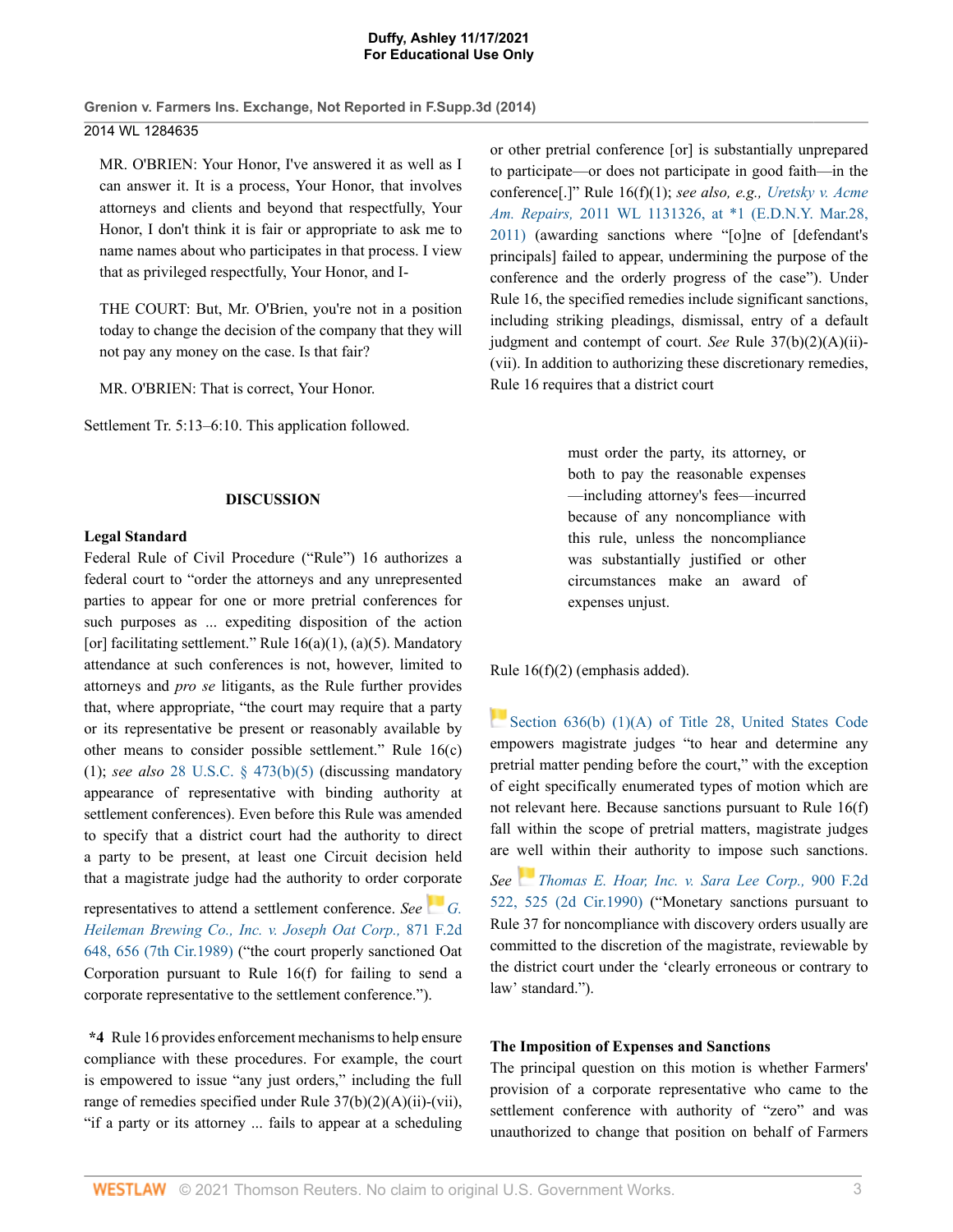MR. O'BRIEN: Your Honor, I've answered it as well as I can answer it. It is a process, Your Honor, that involves attorneys and clients and beyond that respectfully, Your Honor, I don't think it is fair or appropriate to ask me to name names about who participates in that process. I view that as privileged respectfully, Your Honor, and I-

THE COURT: But, Mr. O'Brien, you're not in a position today to change the decision of the company that they will not pay any money on the case. Is that fair?

MR. O'BRIEN: That is correct, Your Honor.

Settlement Tr. 5:13–6:10. This application followed.

## DISCUSSION

### Legal Standard

Federal Rule of Civil Procedure ("Rule") 16 authorizes a federal court to "order the attorneys and any unrepresented parties to appear for one or more pretrial conferences for such purposes as ... expediting disposition of the action [or] facilitating settlement." Rule 16(a)(1), (a)(5). Mandatory attendance at such conferences is not, however, limited to attorneys and *pro se* litigants, as the Rule further provides that, where appropriate, "the court may require that a party or its representative be present or reasonably available by other means to consider possible settlement." Rule 16(c)(1); *see also* 28 U.S.C. § 473(b)(5) (discussing mandatory appearance of representative with binding authority at settlement conferences). Even before this Rule was amended to specify that a district court had the authority to direct a party to be present, at least one Circuit decision held that a magistrate judge had the authority to order corporate representatives to attend a settlement conference. *See* *G. Heileman Brewing Co., Inc. v. Joseph Oat Corp.,* 871 F.2d 648, 656 (7th Cir.1989) ("the court properly sanctioned Oat Corporation pursuant to Rule 16(f) for failing to send a corporate representative to the settlement conference.").

**\*4** Rule 16 provides enforcement mechanisms to help ensure compliance with these procedures. For example, the court is empowered to issue "any just orders," including the full range of remedies specified under Rule 37(b)(2)(A)(ii)-(vii), "if a party or its attorney ... fails to appear at a scheduling or other pretrial conference [or] is substantially unprepared to participate—or does not participate in good faith—in the conference[.]" Rule 16(f)(1); *see also, e.g., Uretsky v. Acme Am. Repairs,* 2011 WL 1131326, at \*1 (E.D.N.Y. Mar.28, 2011) (awarding sanctions where "[o]ne of [defendant's principals] failed to appear, undermining the purpose of the conference and the orderly progress of the case"). Under Rule 16, the specified remedies include significant sanctions, including striking pleadings, dismissal, entry of a default judgment and contempt of court. *See* Rule 37(b)(2)(A)(ii)-(vii). In addition to authorizing these discretionary remedies, Rule 16 requires that a district court

> must order the party, its attorney, or both to pay the reasonable expenses—including attorney's fees—incurred because of any noncompliance with this rule, unless the noncompliance was substantially justified or other circumstances make an award of expenses unjust.

Rule 16(f)(2) (emphasis added).

Section 636(b) (1)(A) of Title 28, United States Code empowers magistrate judges "to hear and determine any pretrial matter pending before the court," with the exception of eight specifically enumerated types of motion which are not relevant here. Because sanctions pursuant to Rule 16(f) fall within the scope of pretrial matters, magistrate judges are well within their authority to impose such sanctions. *See* *Thomas E. Hoar, Inc. v. Sara Lee Corp.,* 900 F.2d 522, 525 (2d Cir.1990) ("Monetary sanctions pursuant to Rule 37 for noncompliance with discovery orders usually are committed to the discretion of the magistrate, reviewable by the district court under the 'clearly erroneous or contrary to law' standard.").

### The Imposition of Expenses and Sanctions

The principal question on this motion is whether Farmers' provision of a corporate representative who came to the settlement conference with authority of "zero" and was unauthorized to change that position on behalf of Farmers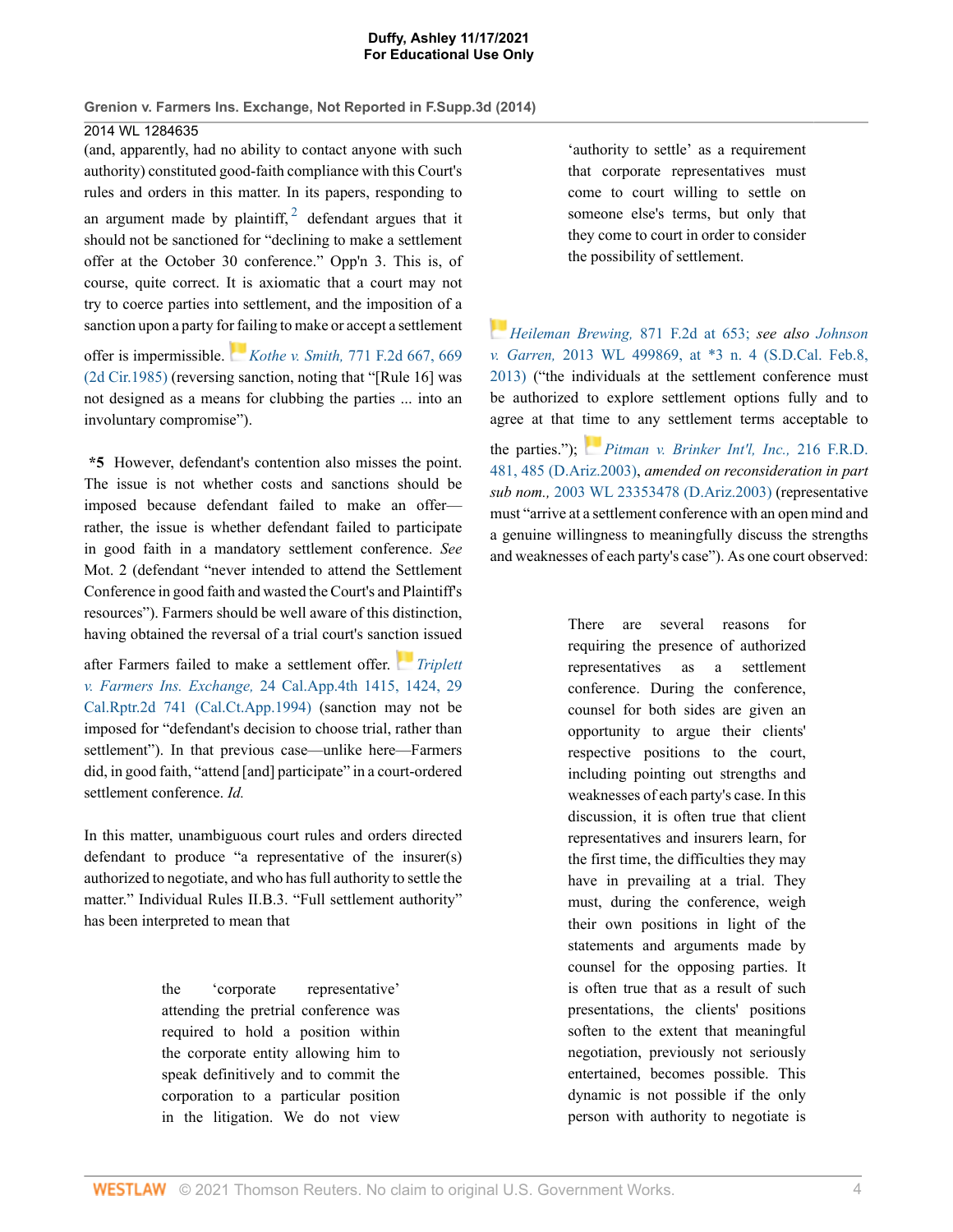(and, apparently, had no ability to contact anyone with such authority) constituted good-faith compliance with this Court's rules and orders in this matter. In its papers, responding to an argument made by plaintiff,[2] defendant argues that it should not be sanctioned for "declining to make a settlement offer at the October 30 conference." Opp'n 3. This is, of course, quite correct. It is axiomatic that a court may not try to coerce parties into settlement, and the imposition of a sanction upon a party for failing to make or accept a settlement offer is impermissible. *Kothe v. Smith,* 771 F.2d 667, 669 (2d Cir.1985) (reversing sanction, noting that "[Rule 16] was not designed as a means for clubbing the parties ... into an involuntary compromise").

**\*5** However, defendant's contention also misses the point. The issue is not whether costs and sanctions should be imposed because defendant failed to make an offer—rather, the issue is whether defendant failed to participate in good faith in a mandatory settlement conference. *See* Mot. 2 (defendant "never intended to attend the Settlement Conference in good faith and wasted the Court's and Plaintiff's resources"). Farmers should be well aware of this distinction, having obtained the reversal of a trial court's sanction issued after Farmers failed to make a settlement offer. *Triplett v. Farmers Ins. Exchange,* 24 Cal.App.4th 1415, 1424, 29 Cal.Rptr.2d 741 (Cal.Ct.App.1994) (sanction may not be imposed for "defendant's decision to choose trial, rather than settlement"). In that previous case—unlike here—Farmers did, in good faith, "attend [and] participate" in a court-ordered settlement conference. *Id.*

In this matter, unambiguous court rules and orders directed defendant to produce "a representative of the insurer(s) authorized to negotiate, and who has full authority to settle the matter." Individual Rules II.B.3. "Full settlement authority" has been interpreted to mean that

> the 'corporate representative' attending the pretrial conference was required to hold a position within the corporate entity allowing him to speak definitively and to commit the corporation to a particular position in the litigation. We do not view 'authority to settle' as a requirement that corporate representatives must come to court willing to settle on someone else's terms, but only that they come to court in order to consider the possibility of settlement.

*Heileman Brewing,* 871 F.2d at 653; *see also* *Johnson v. Garren,* 2013 WL 499869, at \*3 n. 4 (S.D.Cal. Feb.8, 2013) ("the individuals at the settlement conference must be authorized to explore settlement options fully and to agree at that time to any settlement terms acceptable to the parties."); *Pitman v. Brinker Int'l, Inc.,* 216 F.R.D. 481, 485 (D.Ariz.2003), *amended on reconsideration in part sub nom.,* 2003 WL 23353478 (D.Ariz.2003) (representative must "arrive at a settlement conference with an open mind and a genuine willingness to meaningfully discuss the strengths and weaknesses of each party's case"). As one court observed:

> There are several reasons for requiring the presence of authorized representatives as a settlement conference. During the conference, counsel for both sides are given an opportunity to argue their clients' respective positions to the court, including pointing out strengths and weaknesses of each party's case. In this discussion, it is often true that client representatives and insurers learn, for the first time, the difficulties they may have in prevailing at a trial. They must, during the conference, weigh their own positions in light of the statements and arguments made by counsel for the opposing parties. It is often true that as a result of such presentations, the clients' positions soften to the extent that meaningful negotiation, previously not seriously entertained, becomes possible. This dynamic is not possible if the only person with authority to negotiate is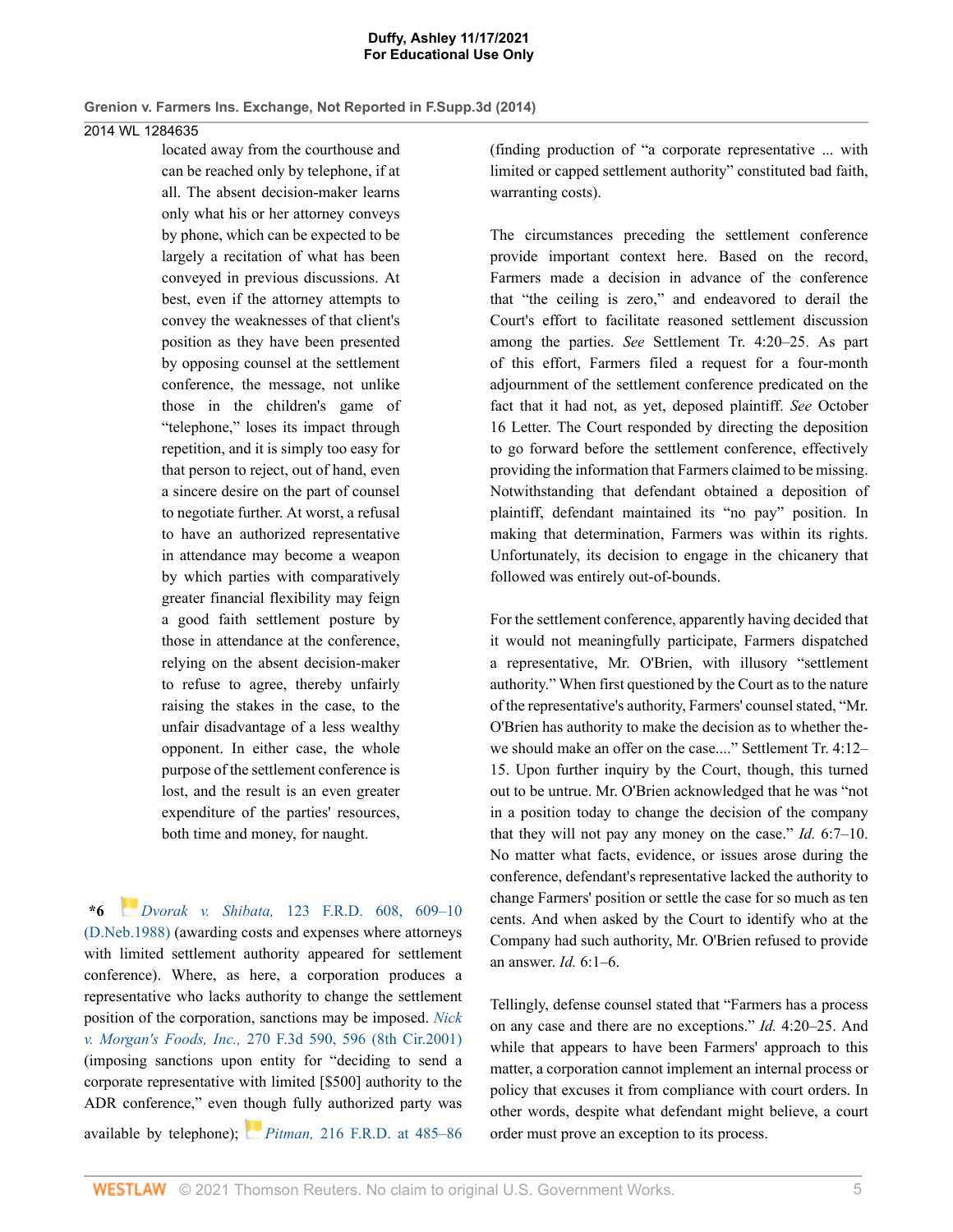> located away from the courthouse and can be reached only by telephone, if at all. The absent decision-maker learns only what his or her attorney conveys by phone, which can be expected to be largely a recitation of what has been conveyed in previous discussions. At best, even if the attorney attempts to convey the weaknesses of that client's position as they have been presented by opposing counsel at the settlement conference, the message, not unlike those in the children's game of "telephone," loses its impact through repetition, and it is simply too easy for that person to reject, out of hand, even a sincere desire on the part of counsel to negotiate further. At worst, a refusal to have an authorized representative in attendance may become a weapon by which parties with comparatively greater financial flexibility may feign a good faith settlement posture by those in attendance at the conference, relying on the absent decision-maker to refuse to agree, thereby unfairly raising the stakes in the case, to the unfair disadvantage of a less wealthy opponent. In either case, the whole purpose of the settlement conference is lost, and the result is an even greater expenditure of the parties' resources, both time and money, for naught.

**\*6** *Dvorak v. Shibata,* 123 F.R.D. 608, 609–10 (D.Neb.1988) (awarding costs and expenses where attorneys with limited settlement authority appeared for settlement conference). Where, as here, a corporation produces a representative who lacks authority to change the settlement position of the corporation, sanctions may be imposed. *Nick v. Morgan's Foods, Inc.,* 270 F.3d 590, 596 (8th Cir.2001) (imposing sanctions upon entity for "deciding to send a corporate representative with limited [$500] authority to the ADR conference," even though fully authorized party was available by telephone); *Pitman,* 216 F.R.D. at 485–86 (finding production of "a corporate representative ... with limited or capped settlement authority" constituted bad faith, warranting costs).

The circumstances preceding the settlement conference provide important context here. Based on the record, Farmers made a decision in advance of the conference that "the ceiling is zero," and endeavored to derail the Court's effort to facilitate reasoned settlement discussion among the parties. *See* Settlement Tr. 4:20–25. As part of this effort, Farmers filed a request for a four-month adjournment of the settlement conference predicated on the fact that it had not, as yet, deposed plaintiff. *See* October 16 Letter. The Court responded by directing the deposition to go forward before the settlement conference, effectively providing the information that Farmers claimed to be missing. Notwithstanding that defendant obtained a deposition of plaintiff, defendant maintained its "no pay" position. In making that determination, Farmers was within its rights. Unfortunately, its decision to engage in the chicanery that followed was entirely out-of-bounds.

For the settlement conference, apparently having decided that it would not meaningfully participate, Farmers dispatched a representative, Mr. O'Brien, with illusory "settlement authority." When first questioned by the Court as to the nature of the representative's authority, Farmers' counsel stated, "Mr. O'Brien has authority to make the decision as to whether the-we should make an offer on the case...." Settlement Tr. 4:12–15. Upon further inquiry by the Court, though, this turned out to be untrue. Mr. O'Brien acknowledged that he was "not in a position today to change the decision of the company that they will not pay any money on the case." *Id.* 6:7–10. No matter what facts, evidence, or issues arose during the conference, defendant's representative lacked the authority to change Farmers' position or settle the case for so much as ten cents. And when asked by the Court to identify who at the Company had such authority, Mr. O'Brien refused to provide an answer. *Id.* 6:1–6.

Tellingly, defense counsel stated that "Farmers has a process on any case and there are no exceptions." *Id.* 4:20–25. And while that appears to have been Farmers' approach to this matter, a corporation cannot implement an internal process or policy that excuses it from compliance with court orders. In other words, despite what defendant might believe, a court order must prove an exception to its process.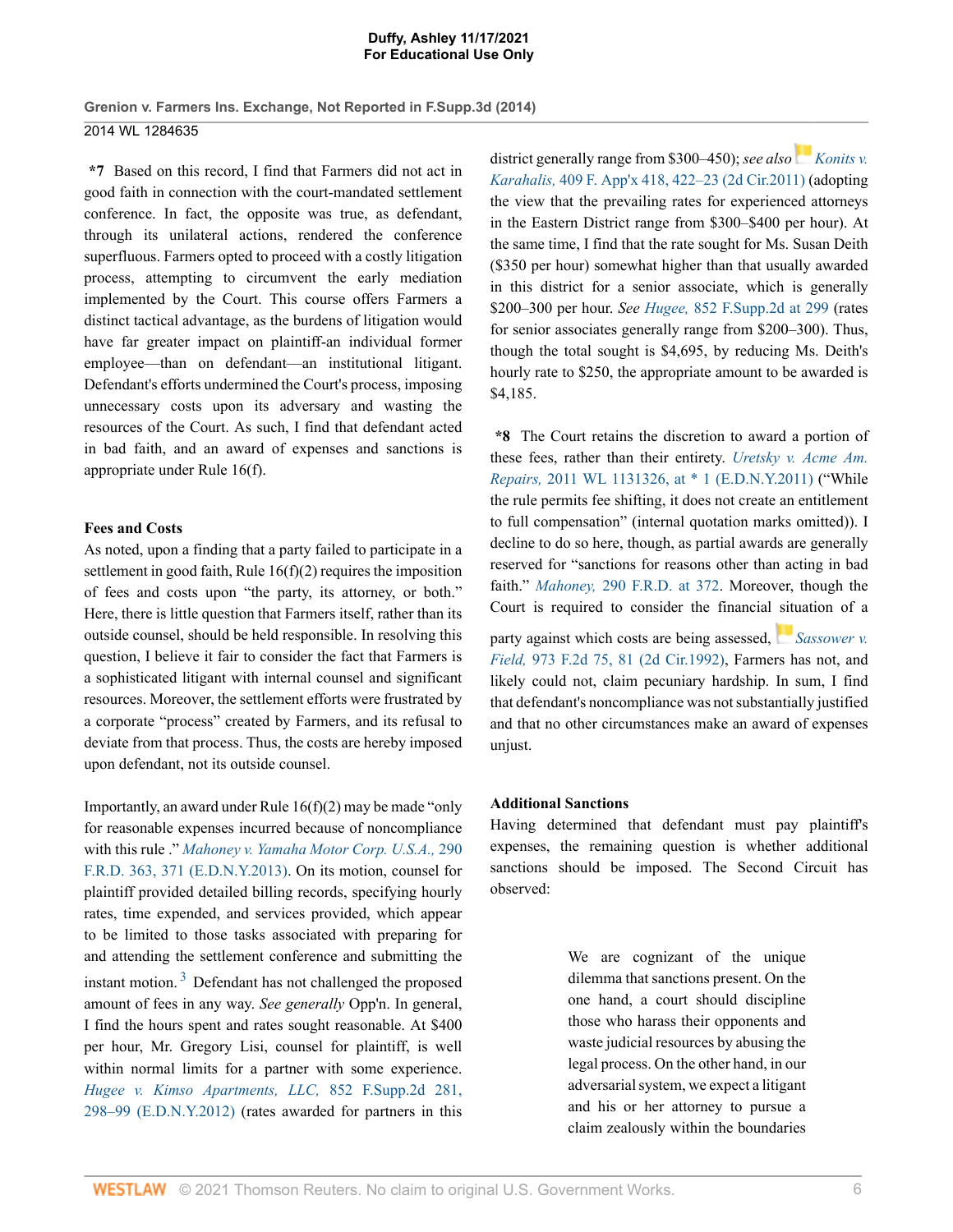**\*7** Based on this record, I find that Farmers did not act in good faith in connection with the court-mandated settlement conference. In fact, the opposite was true, as defendant, through its unilateral actions, rendered the conference superfluous. Farmers opted to proceed with a costly litigation process, attempting to circumvent the early mediation implemented by the Court. This course offers Farmers a distinct tactical advantage, as the burdens of litigation would have far greater impact on plaintiff-an individual former employee—than on defendant—an institutional litigant. Defendant's efforts undermined the Court's process, imposing unnecessary costs upon its adversary and wasting the resources of the Court. As such, I find that defendant acted in bad faith, and an award of expenses and sanctions is appropriate under Rule 16(f).

**Fees and Costs**

As noted, upon a finding that a party failed to participate in a settlement in good faith, Rule 16(f)(2) requires the imposition of fees and costs upon "the party, its attorney, or both." Here, there is little question that Farmers itself, rather than its outside counsel, should be held responsible. In resolving this question, I believe it fair to consider the fact that Farmers is a sophisticated litigant with internal counsel and significant resources. Moreover, the settlement efforts were frustrated by a corporate "process" created by Farmers, and its refusal to deviate from that process. Thus, the costs are hereby imposed upon defendant, not its outside counsel.

Importantly, an award under Rule 16(f)(2) may be made "only for reasonable expenses incurred because of noncompliance with this rule ." *Mahoney v. Yamaha Motor Corp. U.S.A.,* 290 F.R.D. 363, 371 (E.D.N.Y.2013). On its motion, counsel for plaintiff provided detailed billing records, specifying hourly rates, time expended, and services provided, which appear to be limited to those tasks associated with preparing for and attending the settlement conference and submitting the instant motion.[3] Defendant has not challenged the proposed amount of fees in any way. *See generally* Opp'n. In general, I find the hours spent and rates sought reasonable. At $400 per hour, Mr. Gregory Lisi, counsel for plaintiff, is well within normal limits for a partner with some experience. *Hugee v. Kimso Apartments, LLC,* 852 F.Supp.2d 281, 298–99 (E.D.N.Y.2012) (rates awarded for partners in this district generally range from $300–450); *see also* *Konits v. Karahalis,* 409 F. App'x 418, 422–23 (2d Cir.2011) (adopting the view that the prevailing rates for experienced attorneys in the Eastern District range from $300–$400 per hour). At the same time, I find that the rate sought for Ms. Susan Deith ($350 per hour) somewhat higher than that usually awarded in this district for a senior associate, which is generally $200–300 per hour. *See* *Hugee,* 852 F.Supp.2d at 299 (rates for senior associates generally range from $200–300). Thus, though the total sought is $4,695, by reducing Ms. Deith's hourly rate to $250, the appropriate amount to be awarded is $4,185.

**\*8** The Court retains the discretion to award a portion of these fees, rather than their entirety. *Uretsky v. Acme Am. Repairs,* 2011 WL 1131326, at \* 1 (E.D.N.Y.2011) ("While the rule permits fee shifting, it does not create an entitlement to full compensation" (internal quotation marks omitted)). I decline to do so here, though, as partial awards are generally reserved for "sanctions for reasons other than acting in bad faith." *Mahoney,* 290 F.R.D. at 372. Moreover, though the Court is required to consider the financial situation of a party against which costs are being assessed, *Sassower v. Field,* 973 F.2d 75, 81 (2d Cir.1992), Farmers has not, and likely could not, claim pecuniary hardship. In sum, I find that defendant's noncompliance was not substantially justified and that no other circumstances make an award of expenses unjust.

**Additional Sanctions**

Having determined that defendant must pay plaintiff's expenses, the remaining question is whether additional sanctions should be imposed. The Second Circuit has observed:

> We are cognizant of the unique dilemma that sanctions present. On the one hand, a court should discipline those who harass their opponents and waste judicial resources by abusing the legal process. On the other hand, in our adversarial system, we expect a litigant and his or her attorney to pursue a claim zealously within the boundaries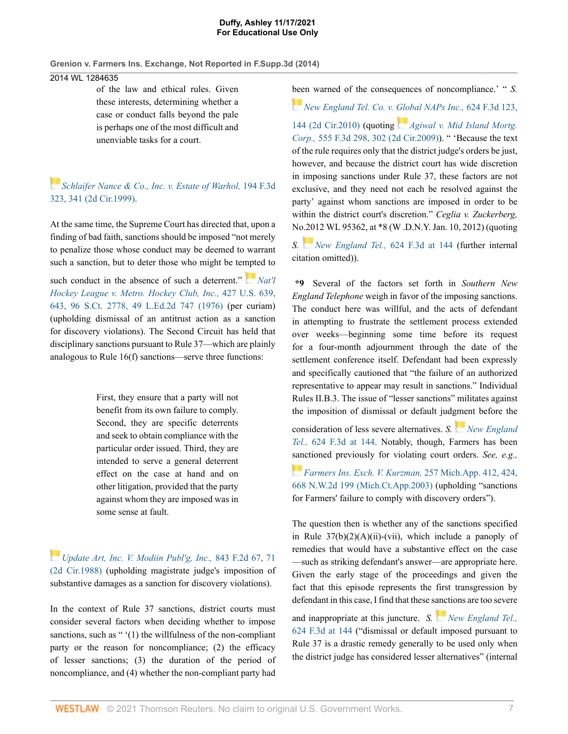> of the law and ethical rules. Given these interests, determining whether a case or conduct falls beyond the pale is perhaps one of the most difficult and unenviable tasks for a court.

*Schlaifer Nance & Co., Inc. v. Estate of Warhol,* 194 F.3d 323, 341 (2d Cir.1999).

At the same time, the Supreme Court has directed that, upon a finding of bad faith, sanctions should be imposed "not merely to penalize those whose conduct may be deemed to warrant such a sanction, but to deter those who might be tempted to such conduct in the absence of such a deterrent." *Nat'l Hockey League v. Metro. Hockey Club, Inc.,* 427 U.S. 639, 643, 96 S.Ct. 2778, 49 L.Ed.2d 747 (1976) (per curiam) (upholding dismissal of an antitrust action as a sanction for discovery violations). The Second Circuit has held that disciplinary sanctions pursuant to Rule 37—which are plainly analogous to Rule 16(f) sanctions—serve three functions:

> First, they ensure that a party will not benefit from its own failure to comply. Second, they are specific deterrents and seek to obtain compliance with the particular order issued. Third, they are intended to serve a general deterrent effect on the case at hand and on other litigation, provided that the party against whom they are imposed was in some sense at fault.

*Update Art, Inc. V. Modiin Publ'g, Inc.,* 843 F.2d 67, 71 (2d Cir.1988) (upholding magistrate judge's imposition of substantive damages as a sanction for discovery violations).

In the context of Rule 37 sanctions, district courts must consider several factors when deciding whether to impose sanctions, such as " '(1) the willfulness of the non-compliant party or the reason for noncompliance; (2) the efficacy of lesser sanctions; (3) the duration of the period of noncompliance, and (4) whether the non-compliant party had been warned of the consequences of noncompliance.' " *S. New England Tel. Co. v. Global NAPs Inc.,* 624 F.3d 123, 144 (2d Cir.2010) (quoting *Agiwal v. Mid Island Mortg. Corp.,* 555 F.3d 298, 302 (2d Cir.2009)). " 'Because the text of the rule requires only that the district judge's orders be just, however, and because the district court has wide discretion in imposing sanctions under Rule 37, these factors are not exclusive, and they need not each be resolved against the party' against whom sanctions are imposed in order to be within the district court's discretion." *Ceglia v. Zuckerberg,* No.2012 WL 95362, at *8 (W .D.N.Y. Jan. 10, 2012) (quoting *S. New England Tel.,* 624 F.3d at 144 (further internal citation omitted)).

**\*9** Several of the factors set forth in *Southern New England Telephone* weigh in favor of the imposing sanctions. The conduct here was willful, and the acts of defendant in attempting to frustrate the settlement process extended over weeks—beginning some time before its request for a four-month adjournment through the date of the settlement conference itself. Defendant had been expressly and specifically cautioned that "the failure of an authorized representative to appear may result in sanctions." Individual Rules II.B.3. The issue of "lesser sanctions" militates against the imposition of dismissal or default judgment before the consideration of less severe alternatives. *S. New England Tel.,* 624 F.3d at 144. Notably, though, Farmers has been sanctioned previously for violating court orders. *See, e.g., Farmers Ins. Exch. V. Kurzman,* 257 Mich.App. 412, 424, 668 N.W.2d 199 (Mich.Ct.App.2003) (upholding "sanctions for Farmers' failure to comply with discovery orders").

The question then is whether any of the sanctions specified in Rule 37(b)(2)(A)(ii)-(vii), which include a panoply of remedies that would have a substantive effect on the case—such as striking defendant's answer—are appropriate here. Given the early stage of the proceedings and given the fact that this episode represents the first transgression by defendant in this case, I find that these sanctions are too severe and inappropriate at this juncture. *S. New England Tel.,* 624 F.3d at 144 ("dismissal or default imposed pursuant to Rule 37 is a drastic remedy generally to be used only when the district judge has considered lesser alternatives" (internal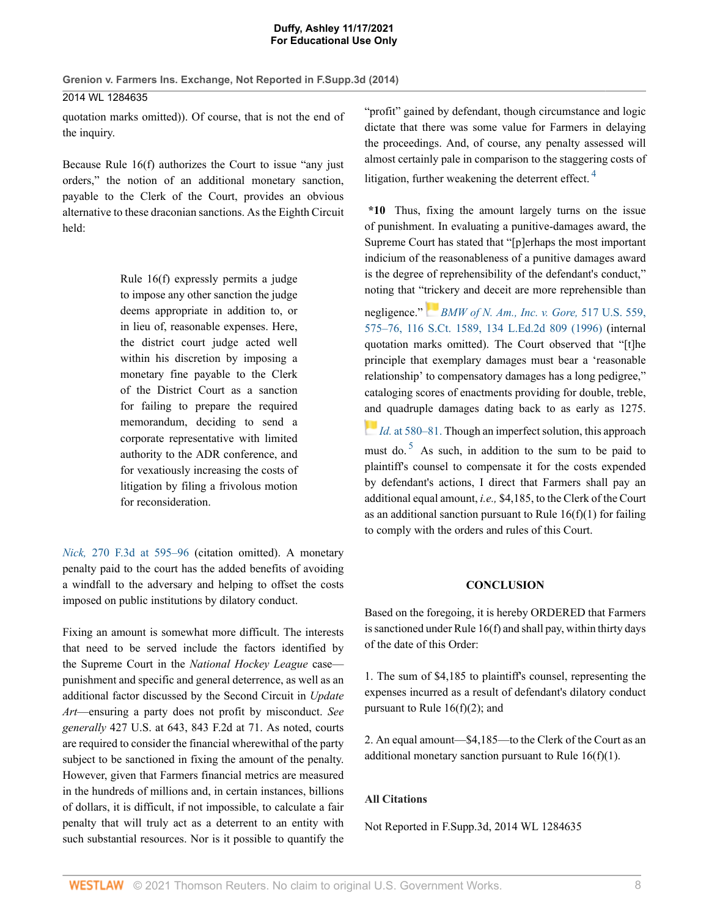quotation marks omitted)). Of course, that is not the end of the inquiry.

Because Rule 16(f) authorizes the Court to issue "any just orders," the notion of an additional monetary sanction, payable to the Clerk of the Court, provides an obvious alternative to these draconian sanctions. As the Eighth Circuit held:

> Rule 16(f) expressly permits a judge to impose any other sanction the judge deems appropriate in addition to, or in lieu of, reasonable expenses. Here, the district court judge acted well within his discretion by imposing a monetary fine payable to the Clerk of the District Court as a sanction for failing to prepare the required memorandum, deciding to send a corporate representative with limited authority to the ADR conference, and for vexatiously increasing the costs of litigation by filing a frivolous motion for reconsideration.

*Nick,* 270 F.3d at 595–96 (citation omitted). A monetary penalty paid to the court has the added benefits of avoiding a windfall to the adversary and helping to offset the costs imposed on public institutions by dilatory conduct.

Fixing an amount is somewhat more difficult. The interests that need to be served include the factors identified by the Supreme Court in the *National Hockey League* case—punishment and specific and general deterrence, as well as an additional factor discussed by the Second Circuit in *Update Art*—ensuring a party does not profit by misconduct. *See generally* 427 U.S. at 643, 843 F.2d at 71. As noted, courts are required to consider the financial wherewithal of the party subject to be sanctioned in fixing the amount of the penalty. However, given that Farmers financial metrics are measured in the hundreds of millions and, in certain instances, billions of dollars, it is difficult, if not impossible, to calculate a fair penalty that will truly act as a deterrent to an entity with such substantial resources. Nor is it possible to quantify the "profit" gained by defendant, though circumstance and logic dictate that there was some value for Farmers in delaying the proceedings. And, of course, any penalty assessed will almost certainly pale in comparison to the staggering costs of litigation, further weakening the deterrent effect.[4]

**\*10** Thus, fixing the amount largely turns on the issue of punishment. In evaluating a punitive-damages award, the Supreme Court has stated that "[p]erhaps the most important indicium of the reasonableness of a punitive damages award is the degree of reprehensibility of the defendant's conduct," noting that "trickery and deceit are more reprehensible than negligence." *BMW of N. Am., Inc. v. Gore,* 517 U.S. 559, 575–76, 116 S.Ct. 1589, 134 L.Ed.2d 809 (1996) (internal quotation marks omitted). The Court observed that "[t]he principle that exemplary damages must bear a 'reasonable relationship' to compensatory damages has a long pedigree," cataloging scores of enactments providing for double, treble, and quadruple damages dating back to as early as 1275. *Id.* at 580–81. Though an imperfect solution, this approach must do.[5] As such, in addition to the sum to be paid to plaintiff's counsel to compensate it for the costs expended by defendant's actions, I direct that Farmers shall pay an additional equal amount, *i.e.,* $4,185, to the Clerk of the Court as an additional sanction pursuant to Rule 16(f)(1) for failing to comply with the orders and rules of this Court.

## CONCLUSION

Based on the foregoing, it is hereby ORDERED that Farmers is sanctioned under Rule 16(f) and shall pay, within thirty days of the date of this Order:

1. The sum of $4,185 to plaintiff's counsel, representing the expenses incurred as a result of defendant's dilatory conduct pursuant to Rule 16(f)(2); and

2. An equal amount—$4,185—to the Clerk of the Court as an additional monetary sanction pursuant to Rule 16(f)(1).

### All Citations

Not Reported in F.Supp.3d, 2014 WL 1284635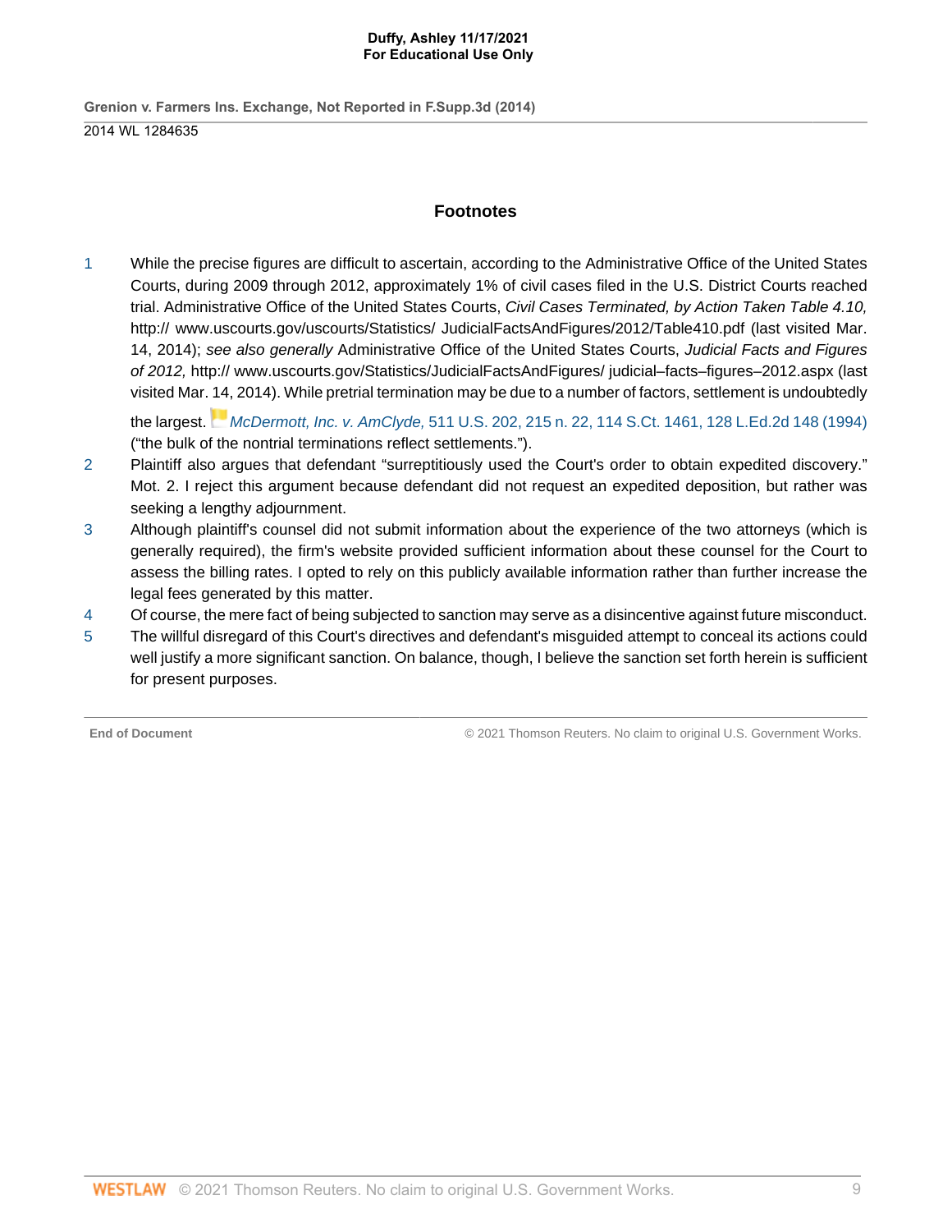## Footnotes

1 While the precise figures are difficult to ascertain, according to the Administrative Office of the United States Courts, during 2009 through 2012, approximately 1% of civil cases filed in the U.S. District Courts reached trial. Administrative Office of the United States Courts, *Civil Cases Terminated, by Action Taken Table 4.10,* http:// www.uscourts.gov/uscourts/Statistics/ JudicialFactsAndFigures/2012/Table410.pdf (last visited Mar. 14, 2014); *see also generally* Administrative Office of the United States Courts, *Judicial Facts and Figures of 2012,* http:// www.uscourts.gov/Statistics/JudicialFactsAndFigures/ judicial–facts–figures–2012.aspx (last visited Mar. 14, 2014). While pretrial termination may be due to a number of factors, settlement is undoubtedly the largest. *McDermott, Inc. v. AmClyde,* 511 U.S. 202, 215 n. 22, 114 S.Ct. 1461, 128 L.Ed.2d 148 (1994) ("the bulk of the nontrial terminations reflect settlements.").

2 Plaintiff also argues that defendant "surreptitiously used the Court's order to obtain expedited discovery." Mot. 2. I reject this argument because defendant did not request an expedited deposition, but rather was seeking a lengthy adjournment.

3 Although plaintiff's counsel did not submit information about the experience of the two attorneys (which is generally required), the firm's website provided sufficient information about these counsel for the Court to assess the billing rates. I opted to rely on this publicly available information rather than further increase the legal fees generated by this matter.

4 Of course, the mere fact of being subjected to sanction may serve as a disincentive against future misconduct.

5 The willful disregard of this Court's directives and defendant's misguided attempt to conceal its actions could well justify a more significant sanction. On balance, though, I believe the sanction set forth herein is sufficient for present purposes.

End of Document © 2021 Thomson Reuters. No claim to original U.S. Government Works.